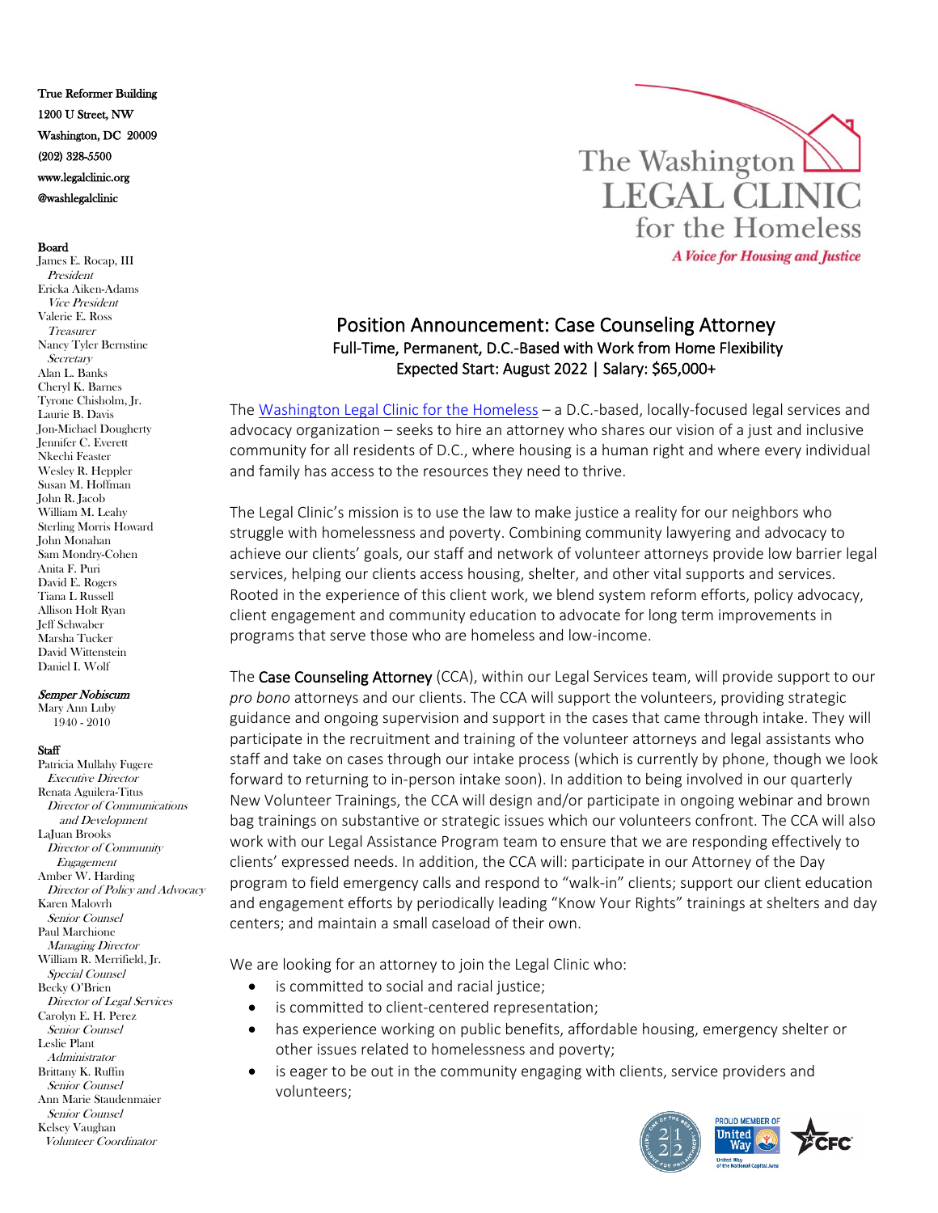True Reformer Building
1200 U Street, NW
Washington, DC 20009
(202) 328-5500
www.legalclinic.org
@washlegalclinic

**Board**
James E. Rocap, III
*President*
Ericka Aiken-Adams
*Vice President*
Valerie E. Ross
*Treasurer*
Nancy Tyler Bernstine
*Secretary*
Alan L. Banks
Cheryl K. Barnes
Tyrone Chisholm, Jr.
Laurie B. Davis
Jon-Michael Dougherty
Jennifer C. Everett
Nkechi Feaster
Wesley R. Heppler
Susan M. Hoffman
John R. Jacob
William M. Leahy
Sterling Morris Howard
John Monahan
Sam Mondry-Cohen
Anita F. Puri
David E. Rogers
Tiana L Russell
Allison Holt Ryan
Jeff Schwaber
Marsha Tucker
David Wittenstein
Daniel I. Wolf

***Semper Nobiscum***
Mary Ann Luby
1940 - 2010

**Staff**
Patricia Mullahy Fugere
*Executive Director*
Renata Aguilera-Titus
*Director of Communications and Development*
LaJuan Brooks
*Director of Community Engagement*
Amber W. Harding
*Director of Policy and Advocacy*
Karen Malovrh
*Senior Counsel*
Paul Marchione
*Managing Director*
William R. Merrifield, Jr.
*Special Counsel*
Becky O'Brien
*Director of Legal Services*
Carolyn E. H. Perez
*Senior Counsel*
Leslie Plant
*Administrator*
Brittany K. Ruffin
*Senior Counsel*
Ann Marie Staudenmaier
*Senior Counsel*
Kelsey Vaughan
*Volunteer Coordinator*

The Washington LEGAL CLINIC for the Homeless
*A Voice for Housing and Justice*

# Position Announcement: Case Counseling Attorney

Full-Time, Permanent, D.C.-Based with Work from Home Flexibility
Expected Start: August 2022 | Salary: $65,000+

The Washington Legal Clinic for the Homeless – a D.C.-based, locally-focused legal services and advocacy organization – seeks to hire an attorney who shares our vision of a just and inclusive community for all residents of D.C., where housing is a human right and where every individual and family has access to the resources they need to thrive.

The Legal Clinic's mission is to use the law to make justice a reality for our neighbors who struggle with homelessness and poverty. Combining community lawyering and advocacy to achieve our clients' goals, our staff and network of volunteer attorneys provide low barrier legal services, helping our clients access housing, shelter, and other vital supports and services. Rooted in the experience of this client work, we blend system reform efforts, policy advocacy, client engagement and community education to advocate for long term improvements in programs that serve those who are homeless and low-income.

The **Case Counseling Attorney** (CCA), within our Legal Services team, will provide support to our *pro bono* attorneys and our clients. The CCA will support the volunteers, providing strategic guidance and ongoing supervision and support in the cases that came through intake. They will participate in the recruitment and training of the volunteer attorneys and legal assistants who staff and take on cases through our intake process (which is currently by phone, though we look forward to returning to in-person intake soon). In addition to being involved in our quarterly New Volunteer Trainings, the CCA will design and/or participate in ongoing webinar and brown bag trainings on substantive or strategic issues which our volunteers confront. The CCA will also work with our Legal Assistance Program team to ensure that we are responding effectively to clients' expressed needs. In addition, the CCA will: participate in our Attorney of the Day program to field emergency calls and respond to "walk-in" clients; support our client education and engagement efforts by periodically leading "Know Your Rights" trainings at shelters and day centers; and maintain a small caseload of their own.

We are looking for an attorney to join the Legal Clinic who:

- is committed to social and racial justice;
- is committed to client-centered representation;
- has experience working on public benefits, affordable housing, emergency shelter or other issues related to homelessness and poverty;
- is eager to be out in the community engaging with clients, service providers and volunteers;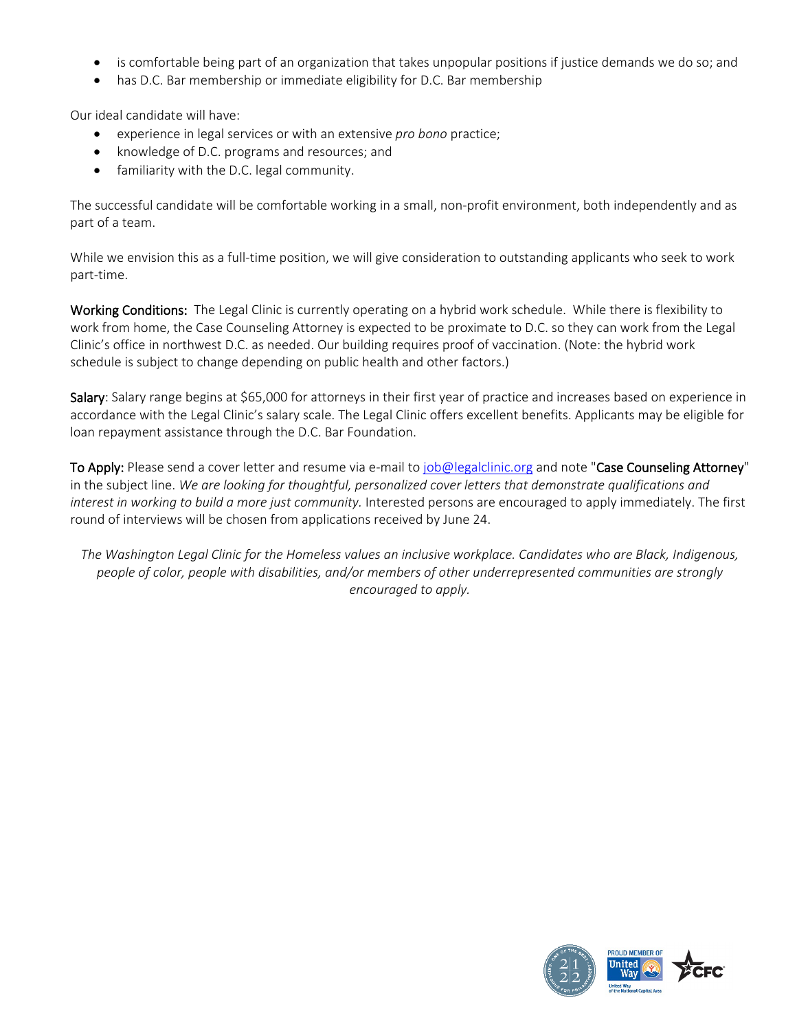- is comfortable being part of an organization that takes unpopular positions if justice demands we do so; and
- has D.C. Bar membership or immediate eligibility for D.C. Bar membership

Our ideal candidate will have:

- experience in legal services or with an extensive *pro bono* practice;
- knowledge of D.C. programs and resources; and
- familiarity with the D.C. legal community.

The successful candidate will be comfortable working in a small, non-profit environment, both independently and as part of a team.

While we envision this as a full-time position, we will give consideration to outstanding applicants who seek to work part-time.

**Working Conditions:** The Legal Clinic is currently operating on a hybrid work schedule. While there is flexibility to work from home, the Case Counseling Attorney is expected to be proximate to D.C. so they can work from the Legal Clinic's office in northwest D.C. as needed. Our building requires proof of vaccination. (Note: the hybrid work schedule is subject to change depending on public health and other factors.)

**Salary**: Salary range begins at $65,000 for attorneys in their first year of practice and increases based on experience in accordance with the Legal Clinic's salary scale. The Legal Clinic offers excellent benefits. Applicants may be eligible for loan repayment assistance through the D.C. Bar Foundation.

**To Apply:** Please send a cover letter and resume via e-mail to [job@legalclinic.org](mailto:job@legalclinic.org) and note "**Case Counseling Attorney**" in the subject line. *We are looking for thoughtful, personalized cover letters that demonstrate qualifications and interest in working to build a more just community.* Interested persons are encouraged to apply immediately. The first round of interviews will be chosen from applications received by June 24.

*The Washington Legal Clinic for the Homeless values an inclusive workplace. Candidates who are Black, Indigenous, people of color, people with disabilities, and/or members of other underrepresented communities are strongly encouraged to apply.*